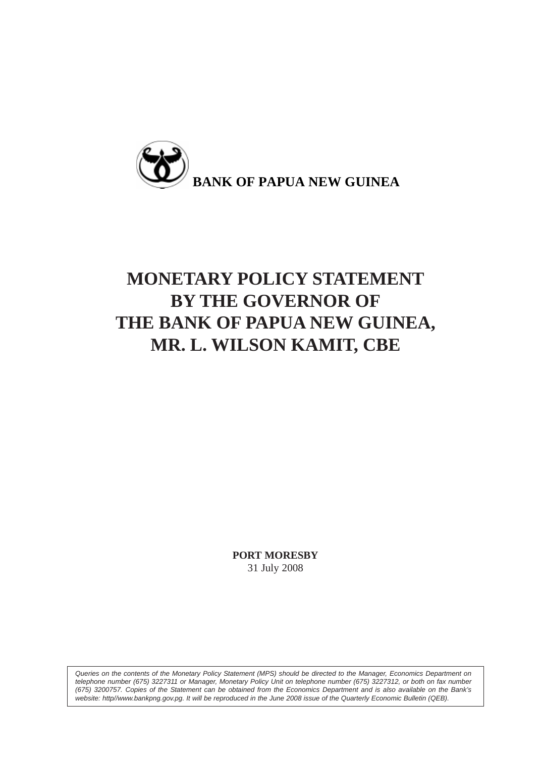**BANK OF PAPUA NEW GUINEA**

# MONETARY POLICY STATEMENT BY THE GOVERNOR OF THE BANK OF PAPUA NEW GUINEA, MR. L. WILSON KAMIT, CBE

**PORT MORESBY**
31 July 2008

*Queries on the contents of the Monetary Policy Statement (MPS) should be directed to the Manager, Economics Department on telephone number (675) 3227311 or Manager, Monetary Policy Unit on telephone number (675) 3227312, or both on fax number (675) 3200757. Copies of the Statement can be obtained from the Economics Department and is also available on the Bank's website: http//www.bankpng.gov.pg. It will be reproduced in the June 2008 issue of the Quarterly Economic Bulletin (QEB).*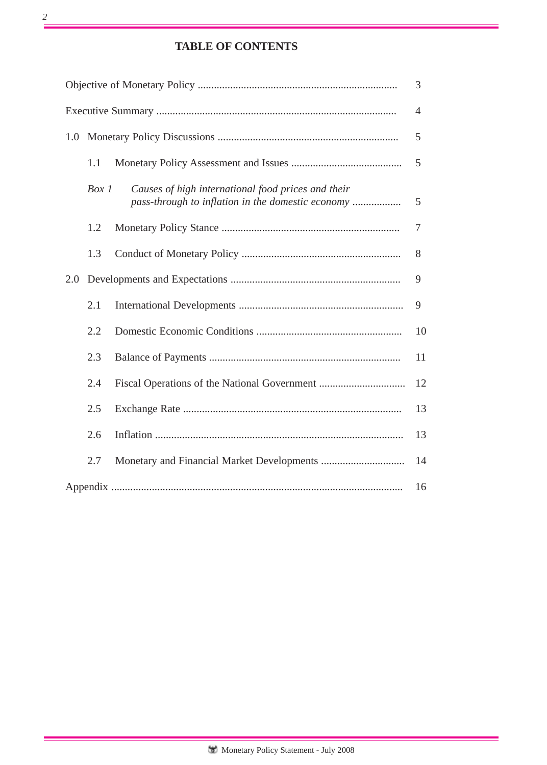## TABLE OF CONTENTS

| | | |
|---|---|---|
| Objective of Monetary Policy | | 3 |
| Executive Summary | | 4 |
| 1.0 | Monetary Policy Discussions | 5 |
| 1.1 | Monetary Policy Assessment and Issues | 5 |
| *Box 1* | *Causes of high international food prices and their pass-through to inflation in the domestic economy* | 5 |
| 1.2 | Monetary Policy Stance | 7 |
| 1.3 | Conduct of Monetary Policy | 8 |
| 2.0 | Developments and Expectations | 9 |
| 2.1 | International Developments | 9 |
| 2.2 | Domestic Economic Conditions | 10 |
| 2.3 | Balance of Payments | 11 |
| 2.4 | Fiscal Operations of the National Government | 12 |
| 2.5 | Exchange Rate | 13 |
| 2.6 | Inflation | 13 |
| 2.7 | Monetary and Financial Market Developments | 14 |
| Appendix | | 16 |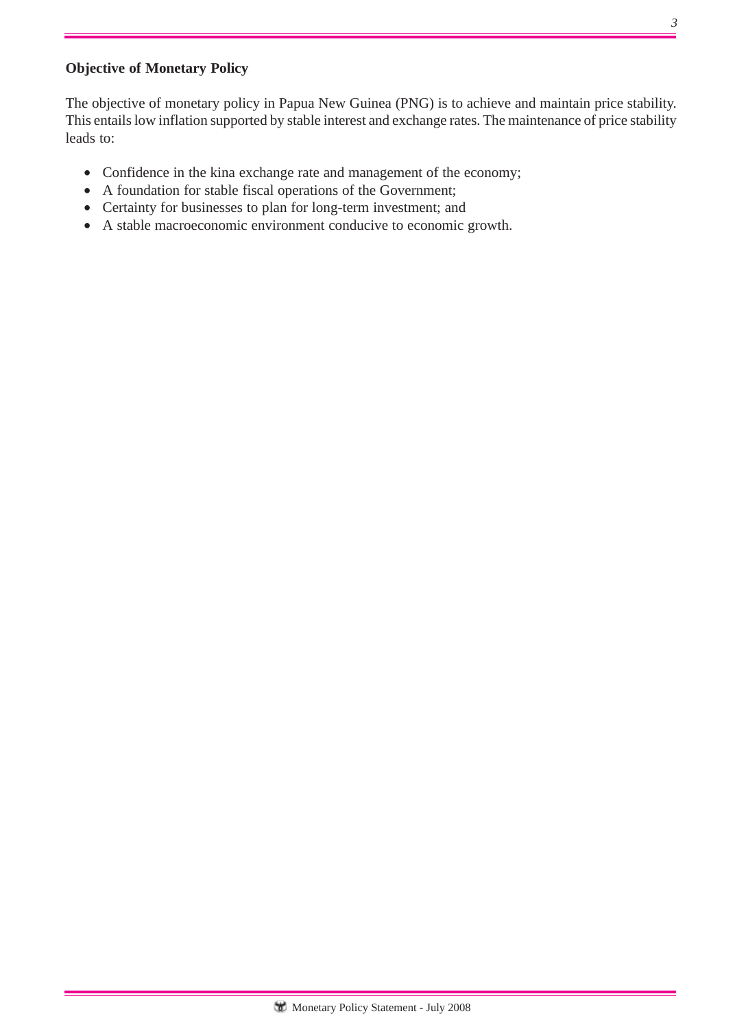## Objective of Monetary Policy

The objective of monetary policy in Papua New Guinea (PNG) is to achieve and maintain price stability. This entails low inflation supported by stable interest and exchange rates. The maintenance of price stability leads to:

- Confidence in the kina exchange rate and management of the economy;
- A foundation for stable fiscal operations of the Government;
- Certainty for businesses to plan for long-term investment; and
- A stable macroeconomic environment conducive to economic growth.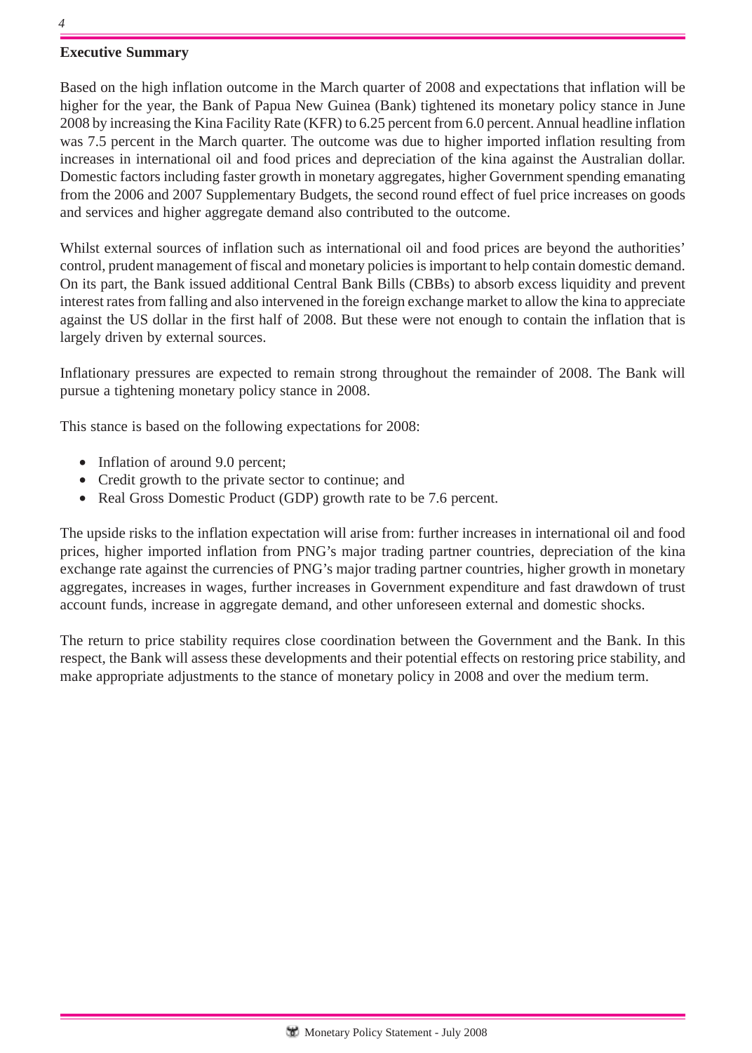## Executive Summary

Based on the high inflation outcome in the March quarter of 2008 and expectations that inflation will be higher for the year, the Bank of Papua New Guinea (Bank) tightened its monetary policy stance in June 2008 by increasing the Kina Facility Rate (KFR) to 6.25 percent from 6.0 percent. Annual headline inflation was 7.5 percent in the March quarter. The outcome was due to higher imported inflation resulting from increases in international oil and food prices and depreciation of the kina against the Australian dollar. Domestic factors including faster growth in monetary aggregates, higher Government spending emanating from the 2006 and 2007 Supplementary Budgets, the second round effect of fuel price increases on goods and services and higher aggregate demand also contributed to the outcome.

Whilst external sources of inflation such as international oil and food prices are beyond the authorities' control, prudent management of fiscal and monetary policies is important to help contain domestic demand. On its part, the Bank issued additional Central Bank Bills (CBBs) to absorb excess liquidity and prevent interest rates from falling and also intervened in the foreign exchange market to allow the kina to appreciate against the US dollar in the first half of 2008. But these were not enough to contain the inflation that is largely driven by external sources.

Inflationary pressures are expected to remain strong throughout the remainder of 2008. The Bank will pursue a tightening monetary policy stance in 2008.

This stance is based on the following expectations for 2008:

- Inflation of around 9.0 percent;
- Credit growth to the private sector to continue; and
- Real Gross Domestic Product (GDP) growth rate to be 7.6 percent.

The upside risks to the inflation expectation will arise from: further increases in international oil and food prices, higher imported inflation from PNG's major trading partner countries, depreciation of the kina exchange rate against the currencies of PNG's major trading partner countries, higher growth in monetary aggregates, increases in wages, further increases in Government expenditure and fast drawdown of trust account funds, increase in aggregate demand, and other unforeseen external and domestic shocks.

The return to price stability requires close coordination between the Government and the Bank. In this respect, the Bank will assess these developments and their potential effects on restoring price stability, and make appropriate adjustments to the stance of monetary policy in 2008 and over the medium term.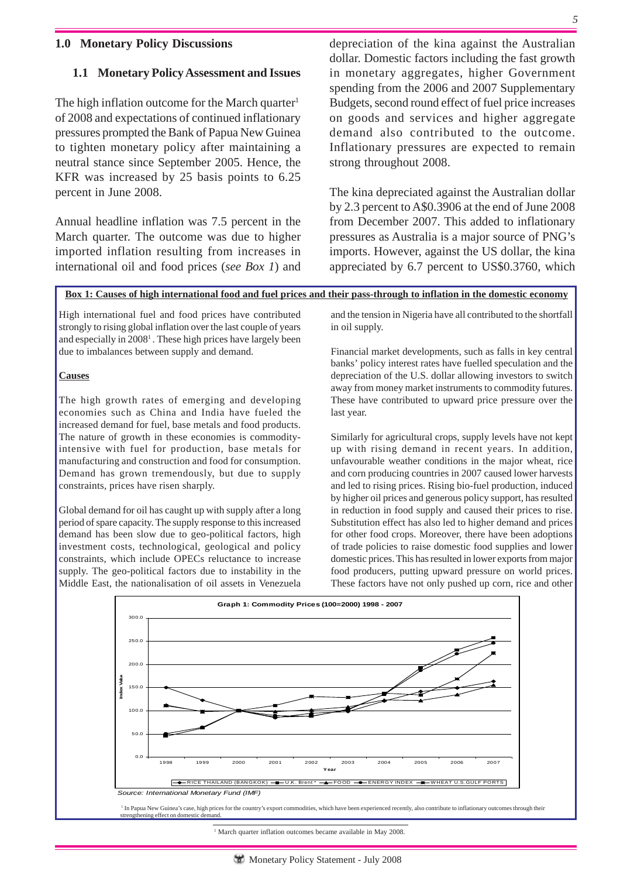## 1.0 Monetary Policy Discussions

### 1.1 Monetary Policy Assessment and Issues

The high inflation outcome for the March quarter[1] of 2008 and expectations of continued inflationary pressures prompted the Bank of Papua New Guinea to tighten monetary policy after maintaining a neutral stance since September 2005. Hence, the KFR was increased by 25 basis points to 6.25 percent in June 2008.

Annual headline inflation was 7.5 percent in the March quarter. The outcome was due to higher imported inflation resulting from increases in international oil and food prices (*see Box 1*) and depreciation of the kina against the Australian dollar. Domestic factors including the fast growth in monetary aggregates, higher Government spending from the 2006 and 2007 Supplementary Budgets, second round effect of fuel price increases on goods and services and higher aggregate demand also contributed to the outcome. Inflationary pressures are expected to remain strong throughout 2008.

The kina depreciated against the Australian dollar by 2.3 percent to A$0.3906 at the end of June 2008 from December 2007. This added to inflationary pressures as Australia is a major source of PNG's imports. However, against the US dollar, the kina appreciated by 6.7 percent to US$0.3760, which

**Box 1: Causes of high international food and fuel prices and their pass-through to inflation in the domestic economy**

High international fuel and food prices have contributed strongly to rising global inflation over the last couple of years and especially in 2008[1]. These high prices have largely been due to imbalances between supply and demand.

**Causes**

The high growth rates of emerging and developing economies such as China and India have fueled the increased demand for fuel, base metals and food products. The nature of growth in these economies is commodity-intensive with fuel for production, base metals for manufacturing and construction and food for consumption. Demand has grown tremendously, but due to supply constraints, prices have risen sharply.

Global demand for oil has caught up with supply after a long period of spare capacity. The supply response to this increased demand has been slow due to geo-political factors, high investment costs, technological, geological and policy constraints, which include OPECs reluctance to increase supply. The geo-political factors due to instability in the Middle East, the nationalisation of oil assets in Venezuela and the tension in Nigeria have all contributed to the shortfall in oil supply.

Financial market developments, such as falls in key central banks' policy interest rates have fuelled speculation and the depreciation of the U.S. dollar allowing investors to switch away from money market instruments to commodity futures. These have contributed to upward price pressure over the last year.

Similarly for agricultural crops, supply levels have not kept up with rising demand in recent years. In addition, unfavourable weather conditions in the major wheat, rice and corn producing countries in 2007 caused lower harvests and led to rising prices. Rising bio-fuel production, induced by higher oil prices and generous policy support, has resulted in reduction in food supply and caused their prices to rise. Substitution effect has also led to higher demand and prices for other food crops. Moreover, there have been adoptions of trade policies to raise domestic food supplies and lower domestic prices. This has resulted in lower exports from major food producers, putting upward pressure on world prices. These factors have not only pushed up corn, rice and other

Graph 1: Commodity Prices (100=2000) 1998 - 2007

Source: International Monetary Fund (IMF)

[1] In Papua New Guinea's case, high prices for the country's export commodities, which have been experienced recently, also contribute to inflationary outcomes through their strengthening effect on domestic demand.

[1] March quarter inflation outcomes became available in May 2008.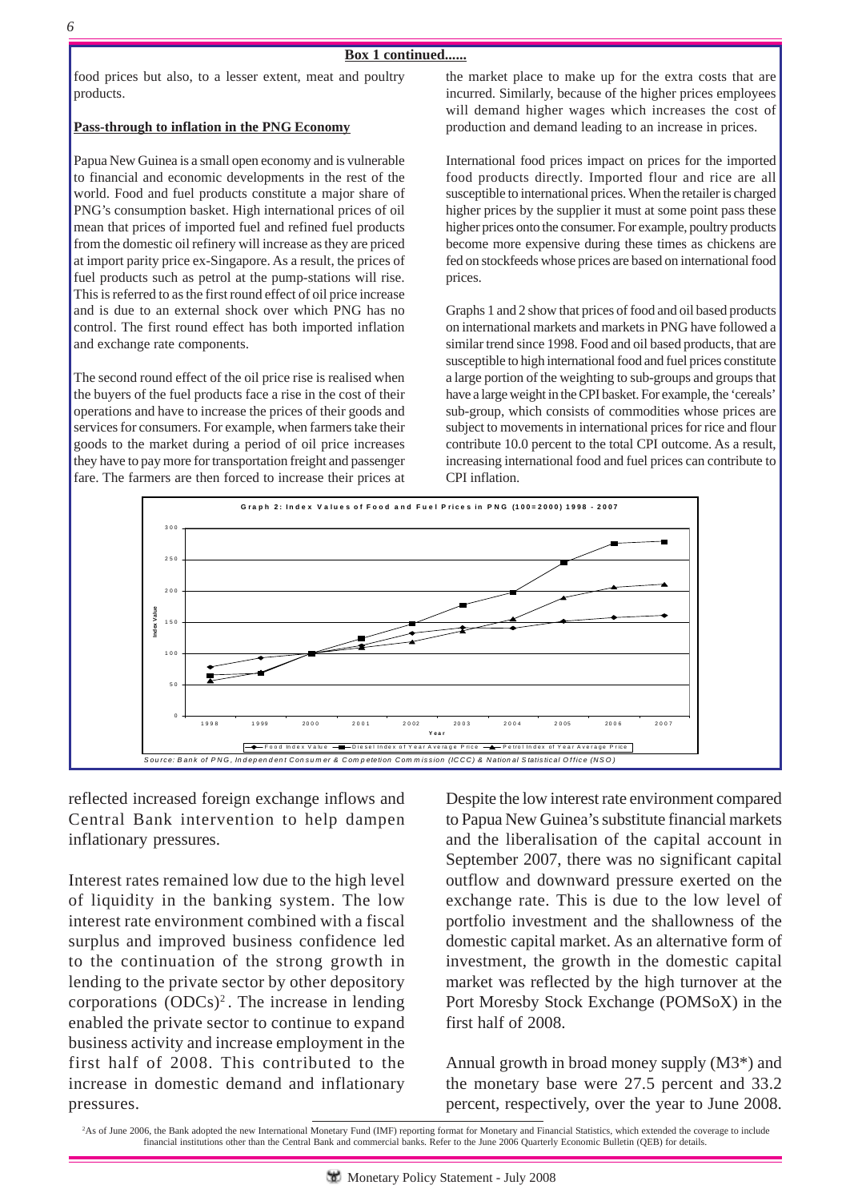**Box 1 continued......**

food prices but also, to a lesser extent, meat and poultry products.

**Pass-through to inflation in the PNG Economy**

Papua New Guinea is a small open economy and is vulnerable to financial and economic developments in the rest of the world. Food and fuel products constitute a major share of PNG's consumption basket. High international prices of oil mean that prices of imported fuel and refined fuel products from the domestic oil refinery will increase as they are priced at import parity price ex-Singapore. As a result, the prices of fuel products such as petrol at the pump-stations will rise. This is referred to as the first round effect of oil price increase and is due to an external shock over which PNG has no control. The first round effect has both imported inflation and exchange rate components.

The second round effect of the oil price rise is realised when the buyers of the fuel products face a rise in the cost of their operations and have to increase the prices of their goods and services for consumers. For example, when farmers take their goods to the market during a period of oil price increases they have to pay more for transportation freight and passenger fare. The farmers are then forced to increase their prices at the market place to make up for the extra costs that are incurred. Similarly, because of the higher prices employees will demand higher wages which increases the cost of production and demand leading to an increase in prices.

International food prices impact on prices for the imported food products directly. Imported flour and rice are all susceptible to international prices. When the retailer is charged higher prices by the supplier it must at some point pass these higher prices onto the consumer. For example, poultry products become more expensive during these times as chickens are fed on stockfeeds whose prices are based on international food prices.

Graphs 1 and 2 show that prices of food and oil based products on international markets and markets in PNG have followed a similar trend since 1998. Food and oil based products, that are susceptible to high international food and fuel prices constitute a large portion of the weighting to sub-groups and groups that have a large weight in the CPI basket. For example, the 'cereals' sub-group, which consists of commodities whose prices are subject to movements in international prices for rice and flour contribute 10.0 percent to the total CPI outcome. As a result, increasing international food and fuel prices can contribute to CPI inflation.

**Graph 2: Index Values of Food and Fuel Prices in PNG (100=2000) 1998 - 2007**

Series: Food Index Value; Diesel Index of Year Average Price; Petrol Index of Year Average Price

*Source: Bank of PNG, Independent Consumer & Competetion Commission (ICCC) & National Statistical Office (NSO)*

reflected increased foreign exchange inflows and Central Bank intervention to help dampen inflationary pressures.

Interest rates remained low due to the high level of liquidity in the banking system. The low interest rate environment combined with a fiscal surplus and improved business confidence led to the continuation of the strong growth in lending to the private sector by other depository corporations (ODCs)[2]. The increase in lending enabled the private sector to continue to expand business activity and increase employment in the first half of 2008. This contributed to the increase in domestic demand and inflationary pressures.

Despite the low interest rate environment compared to Papua New Guinea's substitute financial markets and the liberalisation of the capital account in September 2007, there was no significant capital outflow and downward pressure exerted on the exchange rate. This is due to the low level of portfolio investment and the shallowness of the domestic capital market. As an alternative form of investment, the growth in the domestic capital market was reflected by the high turnover at the Port Moresby Stock Exchange (POMSoX) in the first half of 2008.

Annual growth in broad money supply (M3*) and the monetary base were 27.5 percent and 33.2 percent, respectively, over the year to June 2008.

[2]As of June 2006, the Bank adopted the new International Monetary Fund (IMF) reporting format for Monetary and Financial Statistics, which extended the coverage to include financial institutions other than the Central Bank and commercial banks. Refer to the June 2006 Quarterly Economic Bulletin (QEB) for details.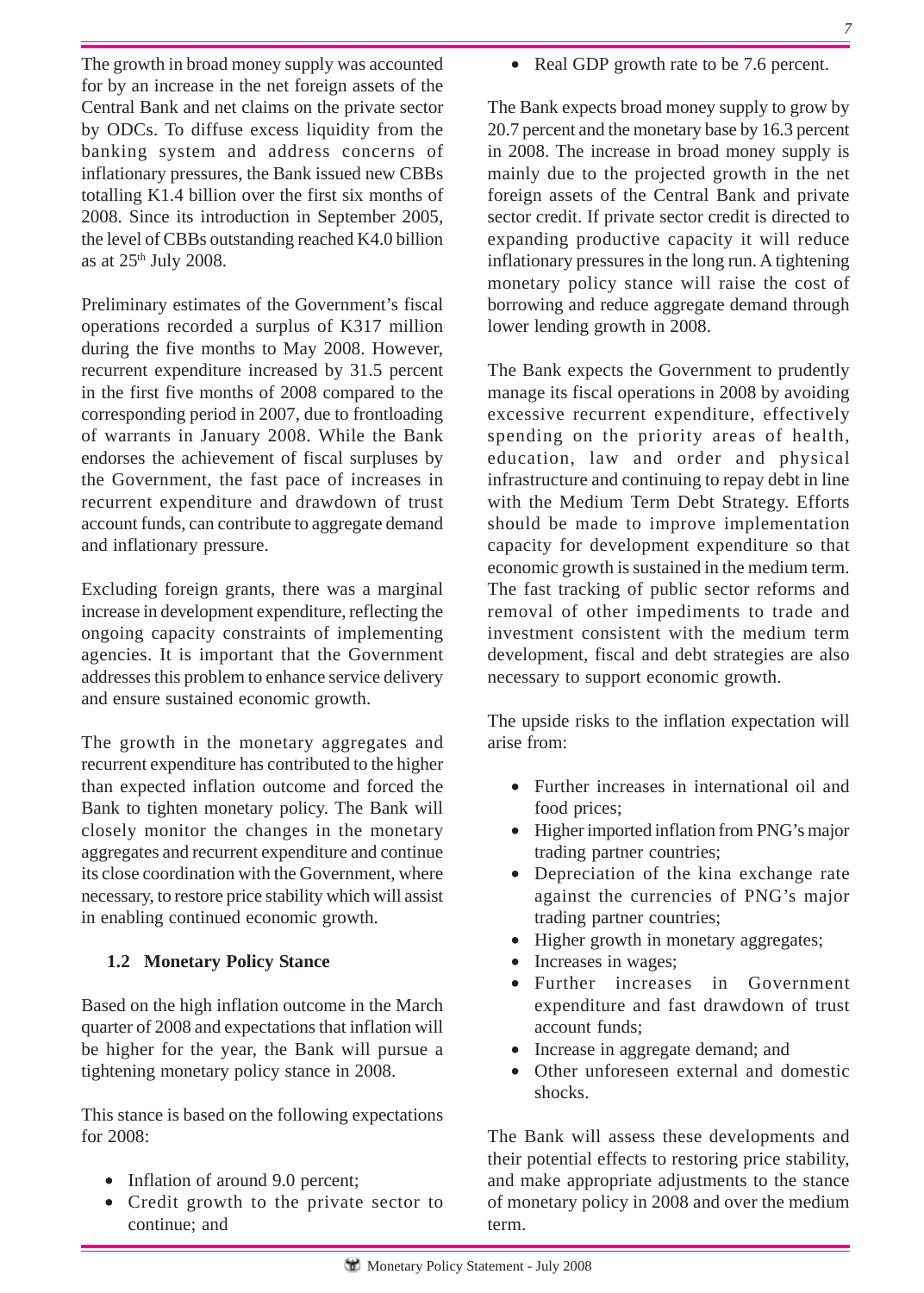The growth in broad money supply was accounted for by an increase in the net foreign assets of the Central Bank and net claims on the private sector by ODCs. To diffuse excess liquidity from the banking system and address concerns of inflationary pressures, the Bank issued new CBBs totalling K1.4 billion over the first six months of 2008. Since its introduction in September 2005, the level of CBBs outstanding reached K4.0 billion as at 25th July 2008.

Preliminary estimates of the Government's fiscal operations recorded a surplus of K317 million during the five months to May 2008. However, recurrent expenditure increased by 31.5 percent in the first five months of 2008 compared to the corresponding period in 2007, due to frontloading of warrants in January 2008. While the Bank endorses the achievement of fiscal surpluses by the Government, the fast pace of increases in recurrent expenditure and drawdown of trust account funds, can contribute to aggregate demand and inflationary pressure.

Excluding foreign grants, there was a marginal increase in development expenditure, reflecting the ongoing capacity constraints of implementing agencies. It is important that the Government addresses this problem to enhance service delivery and ensure sustained economic growth.

The growth in the monetary aggregates and recurrent expenditure has contributed to the higher than expected inflation outcome and forced the Bank to tighten monetary policy. The Bank will closely monitor the changes in the monetary aggregates and recurrent expenditure and continue its close coordination with the Government, where necessary, to restore price stability which will assist in enabling continued economic growth.

### 1.2 Monetary Policy Stance

Based on the high inflation outcome in the March quarter of 2008 and expectations that inflation will be higher for the year, the Bank will pursue a tightening monetary policy stance in 2008.

This stance is based on the following expectations for 2008:

- Inflation of around 9.0 percent;
- Credit growth to the private sector to continue; and
- Real GDP growth rate to be 7.6 percent.

The Bank expects broad money supply to grow by 20.7 percent and the monetary base by 16.3 percent in 2008. The increase in broad money supply is mainly due to the projected growth in the net foreign assets of the Central Bank and private sector credit. If private sector credit is directed to expanding productive capacity it will reduce inflationary pressures in the long run. A tightening monetary policy stance will raise the cost of borrowing and reduce aggregate demand through lower lending growth in 2008.

The Bank expects the Government to prudently manage its fiscal operations in 2008 by avoiding excessive recurrent expenditure, effectively spending on the priority areas of health, education, law and order and physical infrastructure and continuing to repay debt in line with the Medium Term Debt Strategy. Efforts should be made to improve implementation capacity for development expenditure so that economic growth is sustained in the medium term. The fast tracking of public sector reforms and removal of other impediments to trade and investment consistent with the medium term development, fiscal and debt strategies are also necessary to support economic growth.

The upside risks to the inflation expectation will arise from:

- Further increases in international oil and food prices;
- Higher imported inflation from PNG's major trading partner countries;
- Depreciation of the kina exchange rate against the currencies of PNG's major trading partner countries;
- Higher growth in monetary aggregates;
- Increases in wages;
- Further increases in Government expenditure and fast drawdown of trust account funds;
- Increase in aggregate demand; and
- Other unforeseen external and domestic shocks.

The Bank will assess these developments and their potential effects to restoring price stability, and make appropriate adjustments to the stance of monetary policy in 2008 and over the medium term.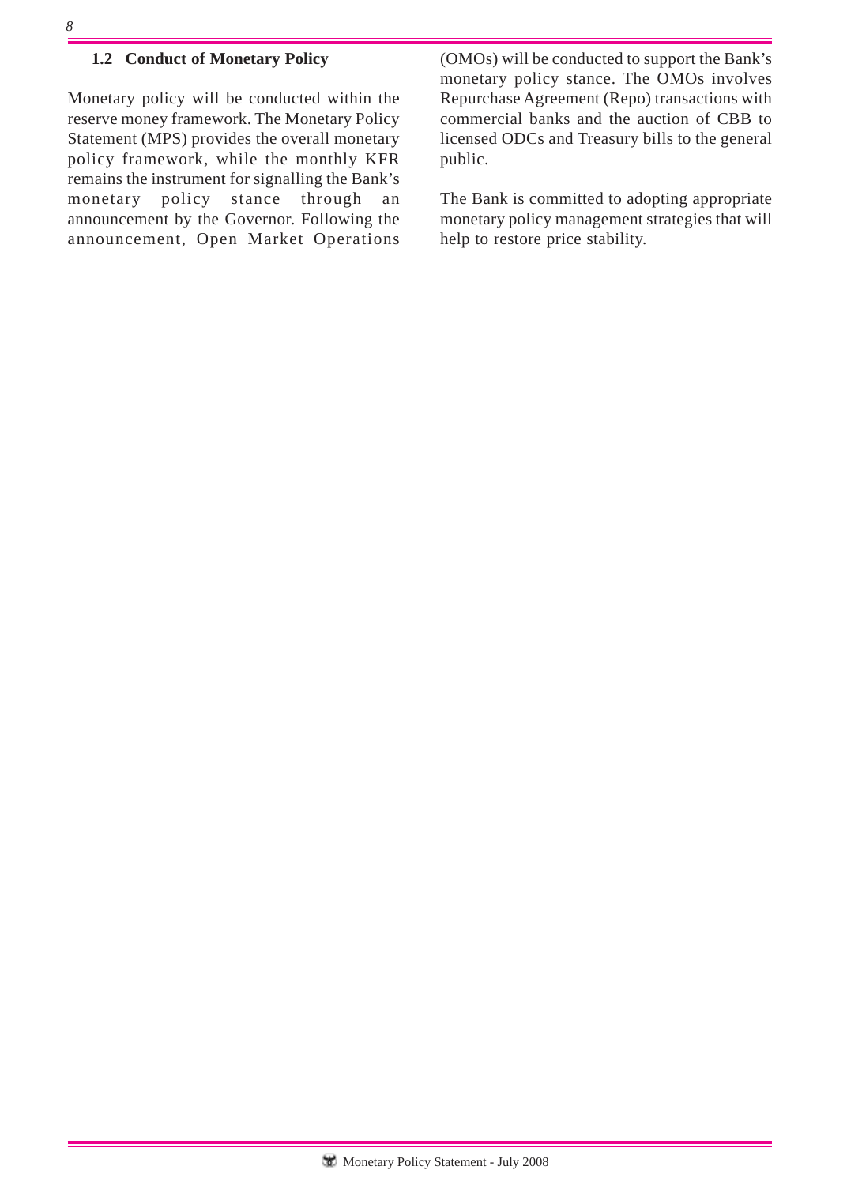### 1.2 Conduct of Monetary Policy

Monetary policy will be conducted within the reserve money framework. The Monetary Policy Statement (MPS) provides the overall monetary policy framework, while the monthly KFR remains the instrument for signalling the Bank's monetary policy stance through an announcement by the Governor. Following the announcement, Open Market Operations (OMOs) will be conducted to support the Bank's monetary policy stance. The OMOs involves Repurchase Agreement (Repo) transactions with commercial banks and the auction of CBB to licensed ODCs and Treasury bills to the general public.

The Bank is committed to adopting appropriate monetary policy management strategies that will help to restore price stability.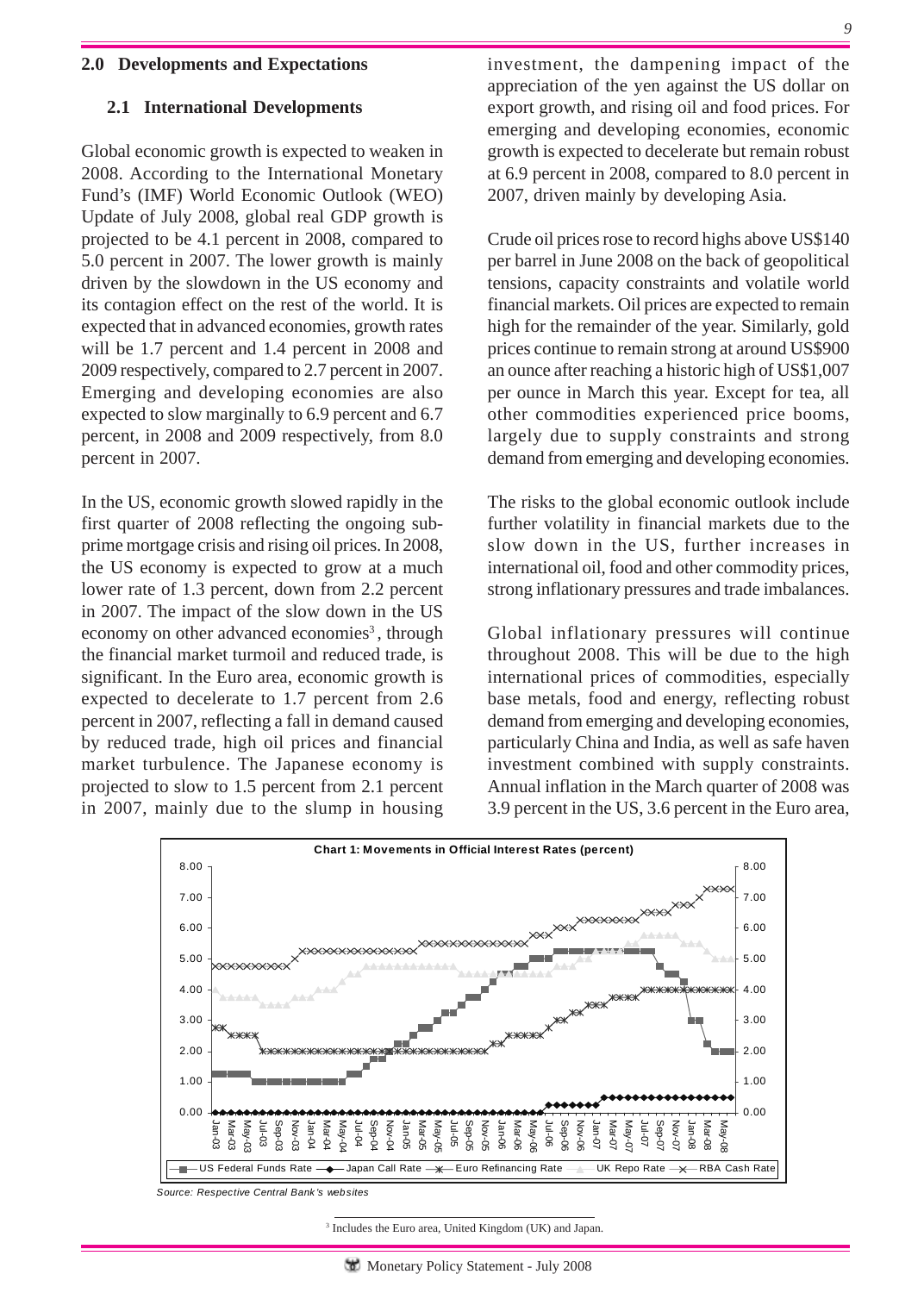## 2.0 Developments and Expectations

### 2.1 International Developments

Global economic growth is expected to weaken in 2008. According to the International Monetary Fund's (IMF) World Economic Outlook (WEO) Update of July 2008, global real GDP growth is projected to be 4.1 percent in 2008, compared to 5.0 percent in 2007. The lower growth is mainly driven by the slowdown in the US economy and its contagion effect on the rest of the world. It is expected that in advanced economies, growth rates will be 1.7 percent and 1.4 percent in 2008 and 2009 respectively, compared to 2.7 percent in 2007. Emerging and developing economies are also expected to slow marginally to 6.9 percent and 6.7 percent, in 2008 and 2009 respectively, from 8.0 percent in 2007.

In the US, economic growth slowed rapidly in the first quarter of 2008 reflecting the ongoing sub-prime mortgage crisis and rising oil prices. In 2008, the US economy is expected to grow at a much lower rate of 1.3 percent, down from 2.2 percent in 2007. The impact of the slow down in the US economy on other advanced economies[3], through the financial market turmoil and reduced trade, is significant. In the Euro area, economic growth is expected to decelerate to 1.7 percent from 2.6 percent in 2007, reflecting a fall in demand caused by reduced trade, high oil prices and financial market turbulence. The Japanese economy is projected to slow to 1.5 percent from 2.1 percent in 2007, mainly due to the slump in housing investment, the dampening impact of the appreciation of the yen against the US dollar on export growth, and rising oil and food prices. For emerging and developing economies, economic growth is expected to decelerate but remain robust at 6.9 percent in 2008, compared to 8.0 percent in 2007, driven mainly by developing Asia.

Crude oil prices rose to record highs above US$140 per barrel in June 2008 on the back of geopolitical tensions, capacity constraints and volatile world financial markets. Oil prices are expected to remain high for the remainder of the year. Similarly, gold prices continue to remain strong at around US$900 an ounce after reaching a historic high of US$1,007 per ounce in March this year. Except for tea, all other commodities experienced price booms, largely due to supply constraints and strong demand from emerging and developing economies.

The risks to the global economic outlook include further volatility in financial markets due to the slow down in the US, further increases in international oil, food and other commodity prices, strong inflationary pressures and trade imbalances.

Global inflationary pressures will continue throughout 2008. This will be due to the high international prices of commodities, especially base metals, food and energy, reflecting robust demand from emerging and developing economies, particularly China and India, as well as safe haven investment combined with supply constraints. Annual inflation in the March quarter of 2008 was 3.9 percent in the US, 3.6 percent in the Euro area,

**Chart 1: Movements in Official Interest Rates (percent)**

Legend: US Federal Funds Rate, Japan Call Rate, Euro Refinancing Rate, UK Repo Rate, RBA Cash Rate

*Source: Respective Central Bank's websites*

[3] Includes the Euro area, United Kingdom (UK) and Japan.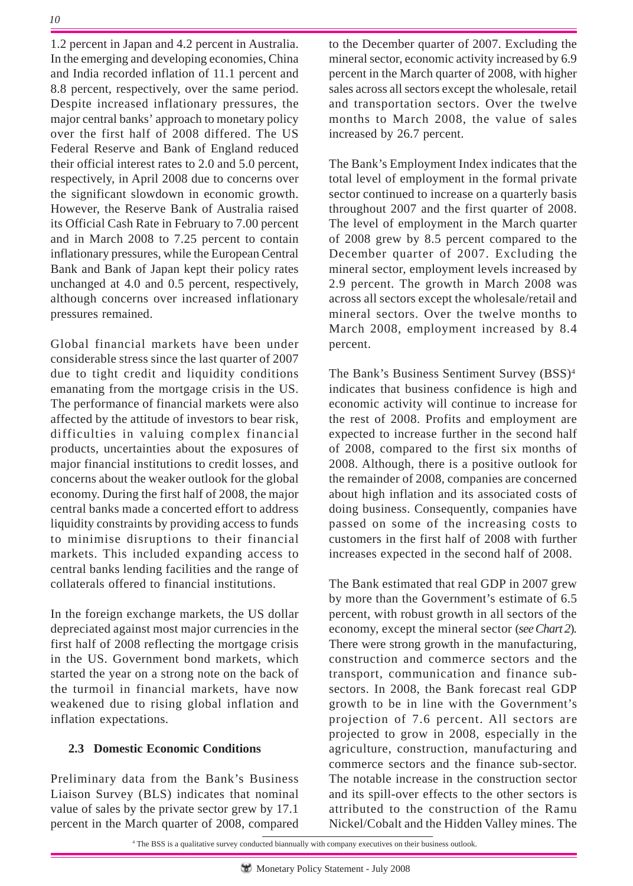1.2 percent in Japan and 4.2 percent in Australia. In the emerging and developing economies, China and India recorded inflation of 11.1 percent and 8.8 percent, respectively, over the same period. Despite increased inflationary pressures, the major central banks' approach to monetary policy over the first half of 2008 differed. The US Federal Reserve and Bank of England reduced their official interest rates to 2.0 and 5.0 percent, respectively, in April 2008 due to concerns over the significant slowdown in economic growth. However, the Reserve Bank of Australia raised its Official Cash Rate in February to 7.00 percent and in March 2008 to 7.25 percent to contain inflationary pressures, while the European Central Bank and Bank of Japan kept their policy rates unchanged at 4.0 and 0.5 percent, respectively, although concerns over increased inflationary pressures remained.

Global financial markets have been under considerable stress since the last quarter of 2007 due to tight credit and liquidity conditions emanating from the mortgage crisis in the US. The performance of financial markets were also affected by the attitude of investors to bear risk, difficulties in valuing complex financial products, uncertainties about the exposures of major financial institutions to credit losses, and concerns about the weaker outlook for the global economy. During the first half of 2008, the major central banks made a concerted effort to address liquidity constraints by providing access to funds to minimise disruptions to their financial markets. This included expanding access to central banks lending facilities and the range of collaterals offered to financial institutions.

In the foreign exchange markets, the US dollar depreciated against most major currencies in the first half of 2008 reflecting the mortgage crisis in the US. Government bond markets, which started the year on a strong note on the back of the turmoil in financial markets, have now weakened due to rising global inflation and inflation expectations.

### 2.3 Domestic Economic Conditions

Preliminary data from the Bank's Business Liaison Survey (BLS) indicates that nominal value of sales by the private sector grew by 17.1 percent in the March quarter of 2008, compared to the December quarter of 2007. Excluding the mineral sector, economic activity increased by 6.9 percent in the March quarter of 2008, with higher sales across all sectors except the wholesale, retail and transportation sectors. Over the twelve months to March 2008, the value of sales increased by 26.7 percent.

The Bank's Employment Index indicates that the total level of employment in the formal private sector continued to increase on a quarterly basis throughout 2007 and the first quarter of 2008. The level of employment in the March quarter of 2008 grew by 8.5 percent compared to the December quarter of 2007. Excluding the mineral sector, employment levels increased by 2.9 percent. The growth in March 2008 was across all sectors except the wholesale/retail and mineral sectors. Over the twelve months to March 2008, employment increased by 8.4 percent.

The Bank's Business Sentiment Survey (BSS)[4] indicates that business confidence is high and economic activity will continue to increase for the rest of 2008. Profits and employment are expected to increase further in the second half of 2008, compared to the first six months of 2008. Although, there is a positive outlook for the remainder of 2008, companies are concerned about high inflation and its associated costs of doing business. Consequently, companies have passed on some of the increasing costs to customers in the first half of 2008 with further increases expected in the second half of 2008.

The Bank estimated that real GDP in 2007 grew by more than the Government's estimate of 6.5 percent, with robust growth in all sectors of the economy, except the mineral sector (*see Chart 2*). There were strong growth in the manufacturing, construction and commerce sectors and the transport, communication and finance sub-sectors. In 2008, the Bank forecast real GDP growth to be in line with the Government's projection of 7.6 percent. All sectors are projected to grow in 2008, especially in the agriculture, construction, manufacturing and commerce sectors and the finance sub-sector. The notable increase in the construction sector and its spill-over effects to the other sectors is attributed to the construction of the Ramu Nickel/Cobalt and the Hidden Valley mines. The

[4] The BSS is a qualitative survey conducted biannually with company executives on their business outlook.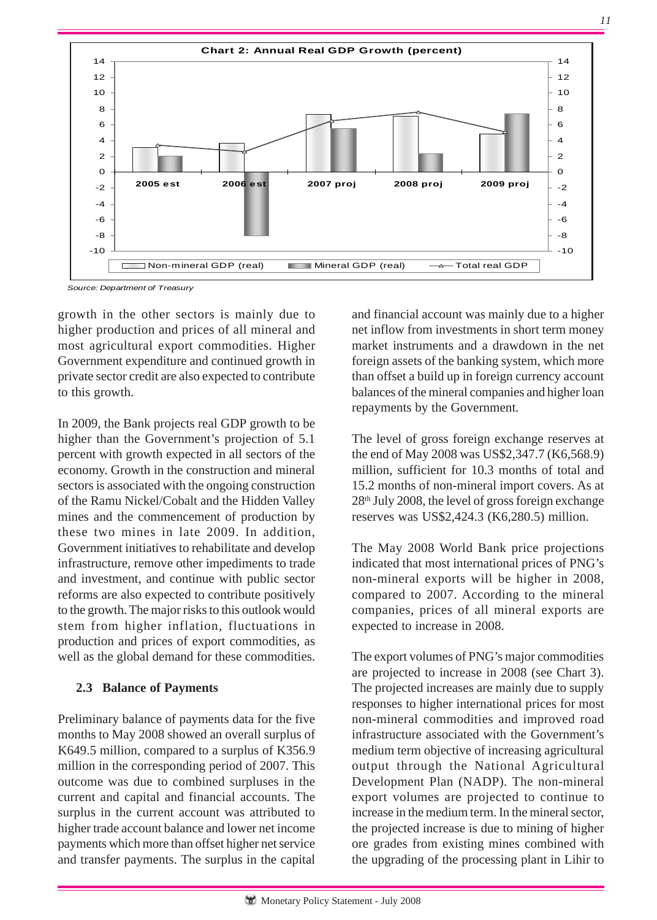**Chart 2: Annual Real GDP Growth (percent)**

Source: Department of Treasury

growth in the other sectors is mainly due to higher production and prices of all mineral and most agricultural export commodities. Higher Government expenditure and continued growth in private sector credit are also expected to contribute to this growth.

In 2009, the Bank projects real GDP growth to be higher than the Government's projection of 5.1 percent with growth expected in all sectors of the economy. Growth in the construction and mineral sectors is associated with the ongoing construction of the Ramu Nickel/Cobalt and the Hidden Valley mines and the commencement of production by these two mines in late 2009. In addition, Government initiatives to rehabilitate and develop infrastructure, remove other impediments to trade and investment, and continue with public sector reforms are also expected to contribute positively to the growth. The major risks to this outlook would stem from higher inflation, fluctuations in production and prices of export commodities, as well as the global demand for these commodities.

## 2.3 Balance of Payments

Preliminary balance of payments data for the five months to May 2008 showed an overall surplus of K649.5 million, compared to a surplus of K356.9 million in the corresponding period of 2007. This outcome was due to combined surpluses in the current and capital and financial accounts. The surplus in the current account was attributed to higher trade account balance and lower net income payments which more than offset higher net service and transfer payments. The surplus in the capital and financial account was mainly due to a higher net inflow from investments in short term money market instruments and a drawdown in the net foreign assets of the banking system, which more than offset a build up in foreign currency account balances of the mineral companies and higher loan repayments by the Government.

The level of gross foreign exchange reserves at the end of May 2008 was US$2,347.7 (K6,568.9) million, sufficient for 10.3 months of total and 15.2 months of non-mineral import covers. As at 28th July 2008, the level of gross foreign exchange reserves was US$2,424.3 (K6,280.5) million.

The May 2008 World Bank price projections indicated that most international prices of PNG's non-mineral exports will be higher in 2008, compared to 2007. According to the mineral companies, prices of all mineral exports are expected to increase in 2008.

The export volumes of PNG's major commodities are projected to increase in 2008 (see Chart 3). The projected increases are mainly due to supply responses to higher international prices for most non-mineral commodities and improved road infrastructure associated with the Government's medium term objective of increasing agricultural output through the National Agricultural Development Plan (NADP). The non-mineral export volumes are projected to continue to increase in the medium term. In the mineral sector, the projected increase is due to mining of higher ore grades from existing mines combined with the upgrading of the processing plant in Lihir to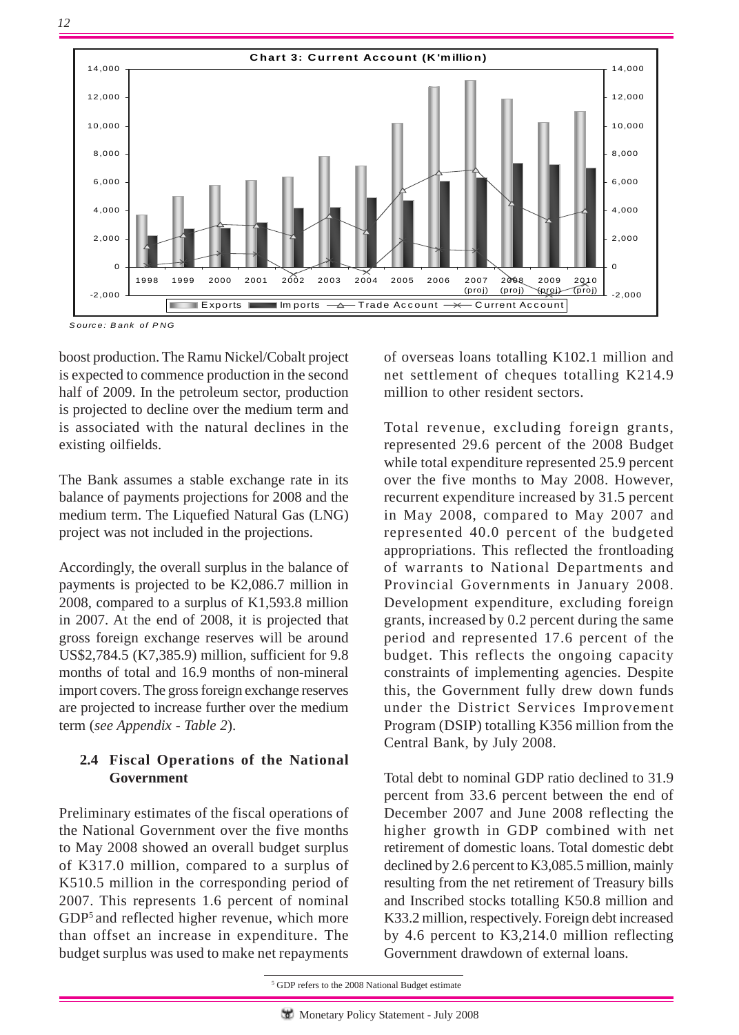**Chart 3: Current Account (K'million)**

*Source: Bank of PNG*

boost production. The Ramu Nickel/Cobalt project is expected to commence production in the second half of 2009. In the petroleum sector, production is projected to decline over the medium term and is associated with the natural declines in the existing oilfields.

The Bank assumes a stable exchange rate in its balance of payments projections for 2008 and the medium term. The Liquefied Natural Gas (LNG) project was not included in the projections.

Accordingly, the overall surplus in the balance of payments is projected to be K2,086.7 million in 2008, compared to a surplus of K1,593.8 million in 2007. At the end of 2008, it is projected that gross foreign exchange reserves will be around US$2,784.5 (K7,385.9) million, sufficient for 9.8 months of total and 16.9 months of non-mineral import covers. The gross foreign exchange reserves are projected to increase further over the medium term (*see Appendix - Table 2*).

## 2.4 Fiscal Operations of the National Government

Preliminary estimates of the fiscal operations of the National Government over the five months to May 2008 showed an overall budget surplus of K317.0 million, compared to a surplus of K510.5 million in the corresponding period of 2007. This represents 1.6 percent of nominal GDP[5] and reflected higher revenue, which more than offset an increase in expenditure. The budget surplus was used to make net repayments of overseas loans totalling K102.1 million and net settlement of cheques totalling K214.9 million to other resident sectors.

Total revenue, excluding foreign grants, represented 29.6 percent of the 2008 Budget while total expenditure represented 25.9 percent over the five months to May 2008. However, recurrent expenditure increased by 31.5 percent in May 2008, compared to May 2007 and represented 40.0 percent of the budgeted appropriations. This reflected the frontloading of warrants to National Departments and Provincial Governments in January 2008. Development expenditure, excluding foreign grants, increased by 0.2 percent during the same period and represented 17.6 percent of the budget. This reflects the ongoing capacity constraints of implementing agencies. Despite this, the Government fully drew down funds under the District Services Improvement Program (DSIP) totalling K356 million from the Central Bank, by July 2008.

Total debt to nominal GDP ratio declined to 31.9 percent from 33.6 percent between the end of December 2007 and June 2008 reflecting the higher growth in GDP combined with net retirement of domestic loans. Total domestic debt declined by 2.6 percent to K3,085.5 million, mainly resulting from the net retirement of Treasury bills and Inscribed stocks totalling K50.8 million and K33.2 million, respectively. Foreign debt increased by 4.6 percent to K3,214.0 million reflecting Government drawdown of external loans.

[5] GDP refers to the 2008 National Budget estimate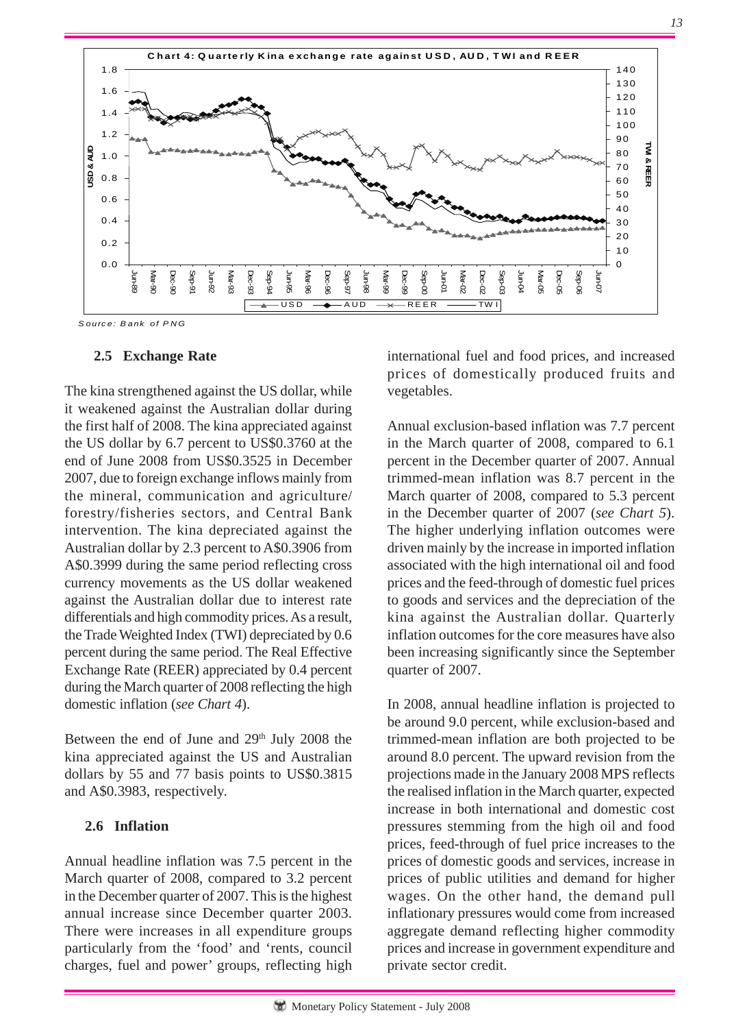**Chart 4: Quarterly Kina exchange rate against USD, AUD, TWI and REER**

*Source: Bank of PNG*

### 2.5 Exchange Rate

The kina strengthened against the US dollar, while it weakened against the Australian dollar during the first half of 2008. The kina appreciated against the US dollar by 6.7 percent to US$0.3760 at the end of June 2008 from US$0.3525 in December 2007, due to foreign exchange inflows mainly from the mineral, communication and agriculture/ forestry/fisheries sectors, and Central Bank intervention. The kina depreciated against the Australian dollar by 2.3 percent to A$0.3906 from A$0.3999 during the same period reflecting cross currency movements as the US dollar weakened against the Australian dollar due to interest rate differentials and high commodity prices. As a result, the Trade Weighted Index (TWI) depreciated by 0.6 percent during the same period. The Real Effective Exchange Rate (REER) appreciated by 0.4 percent during the March quarter of 2008 reflecting the high domestic inflation (*see Chart 4*).

Between the end of June and 29th July 2008 the kina appreciated against the US and Australian dollars by 55 and 77 basis points to US$0.3815 and A$0.3983, respectively.

### 2.6 Inflation

Annual headline inflation was 7.5 percent in the March quarter of 2008, compared to 3.2 percent in the December quarter of 2007. This is the highest annual increase since December quarter 2003. There were increases in all expenditure groups particularly from the 'food' and 'rents, council charges, fuel and power' groups, reflecting high international fuel and food prices, and increased prices of domestically produced fruits and vegetables.

Annual exclusion-based inflation was 7.7 percent in the March quarter of 2008, compared to 6.1 percent in the December quarter of 2007. Annual trimmed-mean inflation was 8.7 percent in the March quarter of 2008, compared to 5.3 percent in the December quarter of 2007 (*see Chart 5*). The higher underlying inflation outcomes were driven mainly by the increase in imported inflation associated with the high international oil and food prices and the feed-through of domestic fuel prices to goods and services and the depreciation of the kina against the Australian dollar. Quarterly inflation outcomes for the core measures have also been increasing significantly since the September quarter of 2007.

In 2008, annual headline inflation is projected to be around 9.0 percent, while exclusion-based and trimmed-mean inflation are both projected to be around 8.0 percent. The upward revision from the projections made in the January 2008 MPS reflects the realised inflation in the March quarter, expected increase in both international and domestic cost pressures stemming from the high oil and food prices, feed-through of fuel price increases to the prices of domestic goods and services, increase in prices of public utilities and demand for higher wages. On the other hand, the demand pull inflationary pressures would come from increased aggregate demand reflecting higher commodity prices and increase in government expenditure and private sector credit.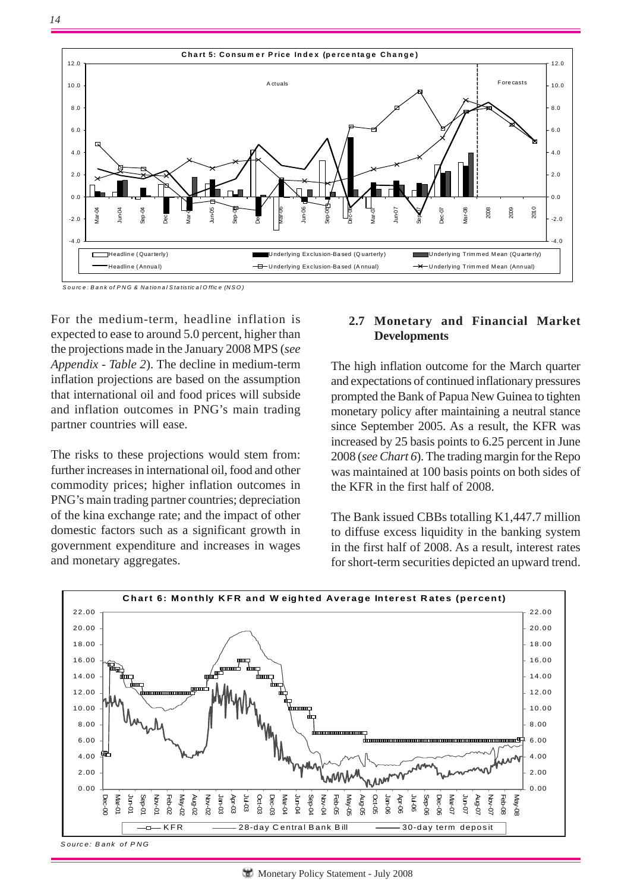**Chart 5: Consumer Price Index (percentage Change)**

*Source: Bank of PNG & National Statistical Office (NSO)*

For the medium-term, headline inflation is expected to ease to around 5.0 percent, higher than the projections made in the January 2008 MPS (*see Appendix - Table 2*). The decline in medium-term inflation projections are based on the assumption that international oil and food prices will subside and inflation outcomes in PNG's main trading partner countries will ease.

The risks to these projections would stem from: further increases in international oil, food and other commodity prices; higher inflation outcomes in PNG's main trading partner countries; depreciation of the kina exchange rate; and the impact of other domestic factors such as a significant growth in government expenditure and increases in wages and monetary aggregates.

## 2.7 Monetary and Financial Market Developments

The high inflation outcome for the March quarter and expectations of continued inflationary pressures prompted the Bank of Papua New Guinea to tighten monetary policy after maintaining a neutral stance since September 2005. As a result, the KFR was increased by 25 basis points to 6.25 percent in June 2008 (*see Chart 6*). The trading margin for the Repo was maintained at 100 basis points on both sides of the KFR in the first half of 2008.

The Bank issued CBBs totalling K1,447.7 million to diffuse excess liquidity in the banking system in the first half of 2008. As a result, interest rates for short-term securities depicted an upward trend.

**Chart 6: Monthly KFR and Weighted Average Interest Rates (percent)**

*Source: Bank of PNG*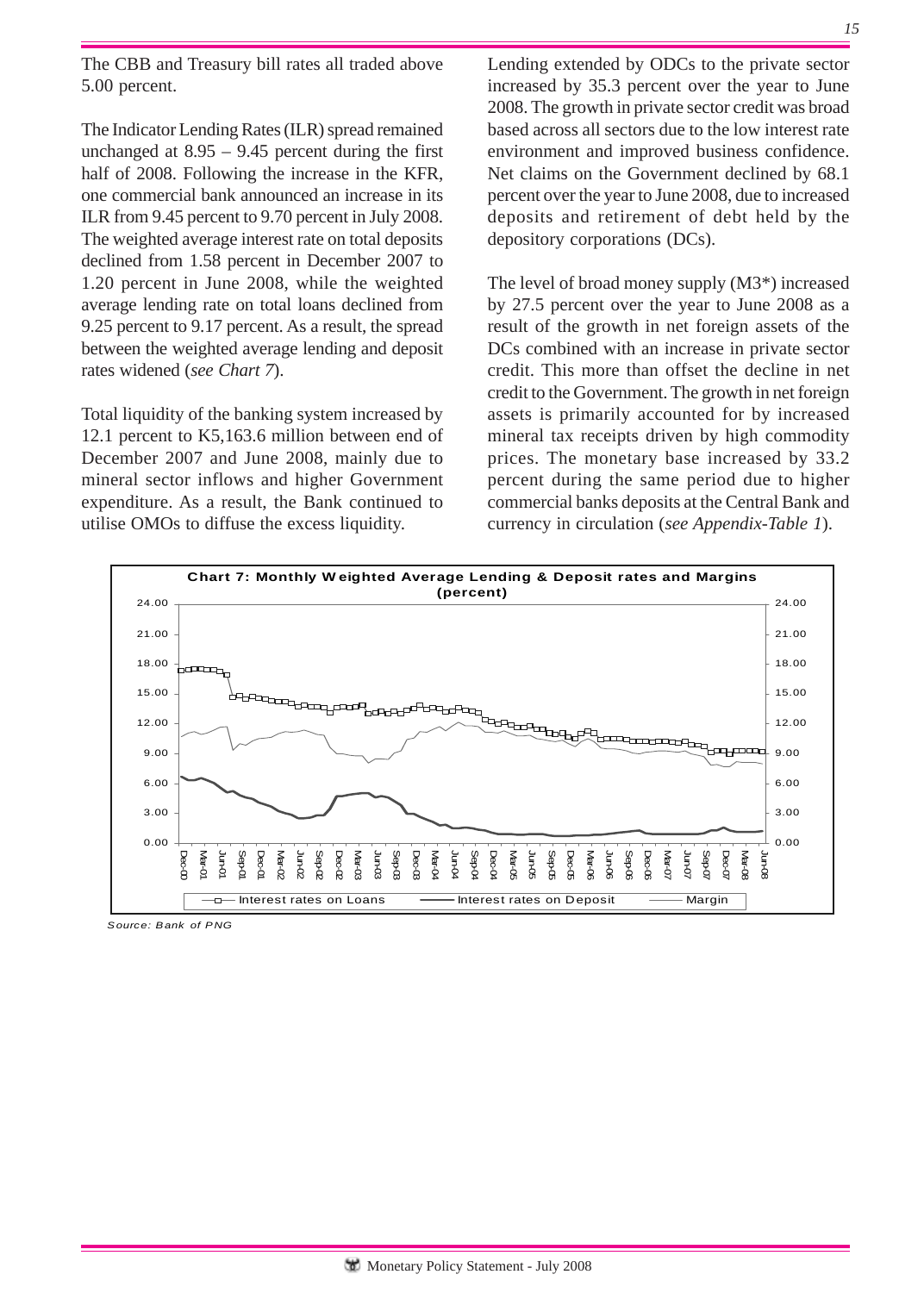The CBB and Treasury bill rates all traded above 5.00 percent.

The Indicator Lending Rates (ILR) spread remained unchanged at 8.95 – 9.45 percent during the first half of 2008. Following the increase in the KFR, one commercial bank announced an increase in its ILR from 9.45 percent to 9.70 percent in July 2008. The weighted average interest rate on total deposits declined from 1.58 percent in December 2007 to 1.20 percent in June 2008, while the weighted average lending rate on total loans declined from 9.25 percent to 9.17 percent. As a result, the spread between the weighted average lending and deposit rates widened (*see Chart 7*).

Total liquidity of the banking system increased by 12.1 percent to K5,163.6 million between end of December 2007 and June 2008, mainly due to mineral sector inflows and higher Government expenditure. As a result, the Bank continued to utilise OMOs to diffuse the excess liquidity.

Lending extended by ODCs to the private sector increased by 35.3 percent over the year to June 2008. The growth in private sector credit was broad based across all sectors due to the low interest rate environment and improved business confidence. Net claims on the Government declined by 68.1 percent over the year to June 2008, due to increased deposits and retirement of debt held by the depository corporations (DCs).

The level of broad money supply (M3*) increased by 27.5 percent over the year to June 2008 as a result of the growth in net foreign assets of the DCs combined with an increase in private sector credit. This more than offset the decline in net credit to the Government. The growth in net foreign assets is primarily accounted for by increased mineral tax receipts driven by high commodity prices. The monetary base increased by 33.2 percent during the same period due to higher commercial banks deposits at the Central Bank and currency in circulation (*see Appendix-Table 1*).

**Chart 7: Monthly Weighted Average Lending & Deposit rates and Margins (percent)**

*Source: Bank of PNG*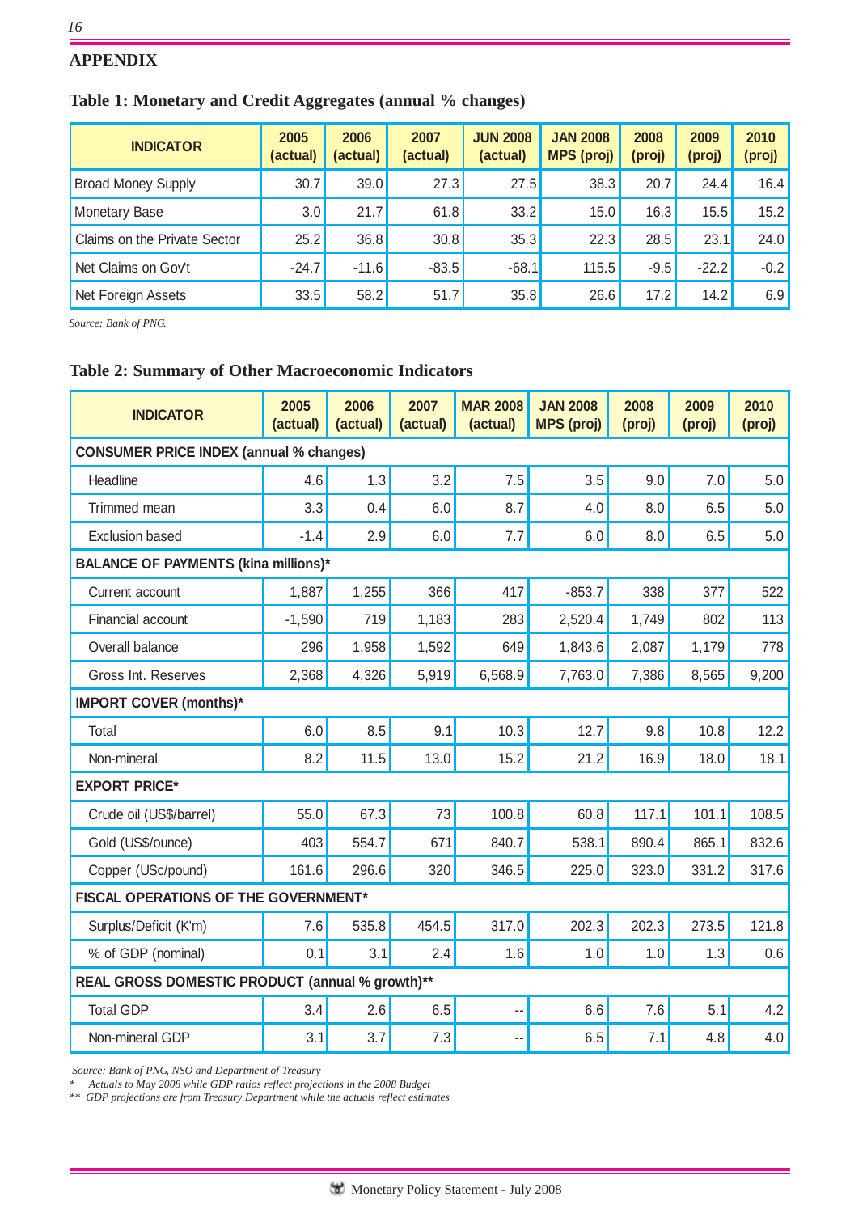## APPENDIX

### Table 1: Monetary and Credit Aggregates (annual % changes)

| INDICATOR | 2005 (actual) | 2006 (actual) | 2007 (actual) | JUN 2008 (actual) | JAN 2008 MPS (proj) | 2008 (proj) | 2009 (proj) | 2010 (proj) |
|---|---|---|---|---|---|---|---|---|
| Broad Money Supply | 30.7 | 39.0 | 27.3 | 27.5 | 38.3 | 20.7 | 24.4 | 16.4 |
| Monetary Base | 3.0 | 21.7 | 61.8 | 33.2 | 15.0 | 16.3 | 15.5 | 15.2 |
| Claims on the Private Sector | 25.2 | 36.8 | 30.8 | 35.3 | 22.3 | 28.5 | 23.1 | 24.0 |
| Net Claims on Gov't | -24.7 | -11.6 | -83.5 | -68.1 | 115.5 | -9.5 | -22.2 | -0.2 |
| Net Foreign Assets | 33.5 | 58.2 | 51.7 | 35.8 | 26.6 | 17.2 | 14.2 | 6.9 |

*Source: Bank of PNG.*

### Table 2: Summary of Other Macroeconomic Indicators

| INDICATOR | 2005 (actual) | 2006 (actual) | 2007 (actual) | MAR 2008 (actual) | JAN 2008 MPS (proj) | 2008 (proj) | 2009 (proj) | 2010 (proj) |
|---|---|---|---|---|---|---|---|---|
| **CONSUMER PRICE INDEX (annual % changes)** | | | | | | | | |
| Headline | 4.6 | 1.3 | 3.2 | 7.5 | 3.5 | 9.0 | 7.0 | 5.0 |
| Trimmed mean | 3.3 | 0.4 | 6.0 | 8.7 | 4.0 | 8.0 | 6.5 | 5.0 |
| Exclusion based | -1.4 | 2.9 | 6.0 | 7.7 | 6.0 | 8.0 | 6.5 | 5.0 |
| **BALANCE OF PAYMENTS (kina millions)*** | | | | | | | | |
| Current account | 1,887 | 1,255 | 366 | 417 | -853.7 | 338 | 377 | 522 |
| Financial account | -1,590 | 719 | 1,183 | 283 | 2,520.4 | 1,749 | 802 | 113 |
| Overall balance | 296 | 1,958 | 1,592 | 649 | 1,843.6 | 2,087 | 1,179 | 778 |
| Gross Int. Reserves | 2,368 | 4,326 | 5,919 | 6,568.9 | 7,763.0 | 7,386 | 8,565 | 9,200 |
| **IMPORT COVER (months)*** | | | | | | | | |
| Total | 6.0 | 8.5 | 9.1 | 10.3 | 12.7 | 9.8 | 10.8 | 12.2 |
| Non-mineral | 8.2 | 11.5 | 13.0 | 15.2 | 21.2 | 16.9 | 18.0 | 18.1 |
| **EXPORT PRICE*** | | | | | | | | |
| Crude oil (US$/barrel) | 55.0 | 67.3 | 73 | 100.8 | 60.8 | 117.1 | 101.1 | 108.5 |
| Gold (US$/ounce) | 403 | 554.7 | 671 | 840.7 | 538.1 | 890.4 | 865.1 | 832.6 |
| Copper (USc/pound) | 161.6 | 296.6 | 320 | 346.5 | 225.0 | 323.0 | 331.2 | 317.6 |
| **FISCAL OPERATIONS OF THE GOVERNMENT*** | | | | | | | | |
| Surplus/Deficit (K'm) | 7.6 | 535.8 | 454.5 | 317.0 | 202.3 | 202.3 | 273.5 | 121.8 |
| % of GDP (nominal) | 0.1 | 3.1 | 2.4 | 1.6 | 1.0 | 1.0 | 1.3 | 0.6 |
| **REAL GROSS DOMESTIC PRODUCT (annual % growth)**** | | | | | | | | |
| Total GDP | 3.4 | 2.6 | 6.5 | -- | 6.6 | 7.6 | 5.1 | 4.2 |
| Non-mineral GDP | 3.1 | 3.7 | 7.3 | -- | 6.5 | 7.1 | 4.8 | 4.0 |

*Source: Bank of PNG, NSO and Department of Treasury*

\* *Actuals to May 2008 while GDP ratios reflect projections in the 2008 Budget*

\*\* *GDP projections are from Treasury Department while the actuals reflect estimates*